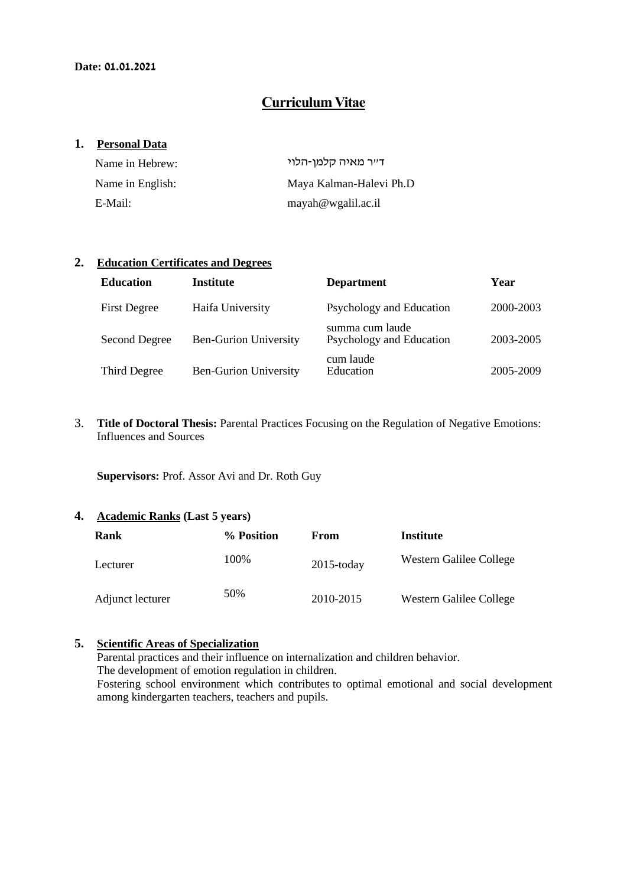**Date: 01.01.2021**

# Curriculum Vitae

## 1. Personal Data

| | |
|---|---|
| Name in Hebrew: | ד"ר מאיה קלמן-הלוי |
| Name in English: | Maya Kalman-Halevi Ph.D |
| E-Mail: | mayah@wgalil.ac.il |

## 2. Education Certificates and Degrees

| Education | Institute | Department | Year |
|---|---|---|---|
| First Degree | Haifa University | Psychology and Education | 2000-2003 |
| Second Degree | Ben-Gurion University | summa cum laude<br>Psychology and Education | 2003-2005 |
| Third Degree | Ben-Gurion University | cum laude<br>Education | 2005-2009 |

3. **Title of Doctoral Thesis:** Parental Practices Focusing on the Regulation of Negative Emotions: Influences and Sources

**Supervisors:** Prof. Assor Avi and Dr. Roth Guy

## 4. Academic Ranks (Last 5 years)

| Rank | % Position | From | Institute |
|---|---|---|---|
| Lecturer | 100% | 2015-today | Western Galilee College |
| Adjunct lecturer | 50% | 2010-2015 | Western Galilee College |

## 5. Scientific Areas of Specialization

Parental practices and their influence on internalization and children behavior.
The development of emotion regulation in children.
Fostering school environment which contributes to optimal emotional and social development among kindergarten teachers, teachers and pupils.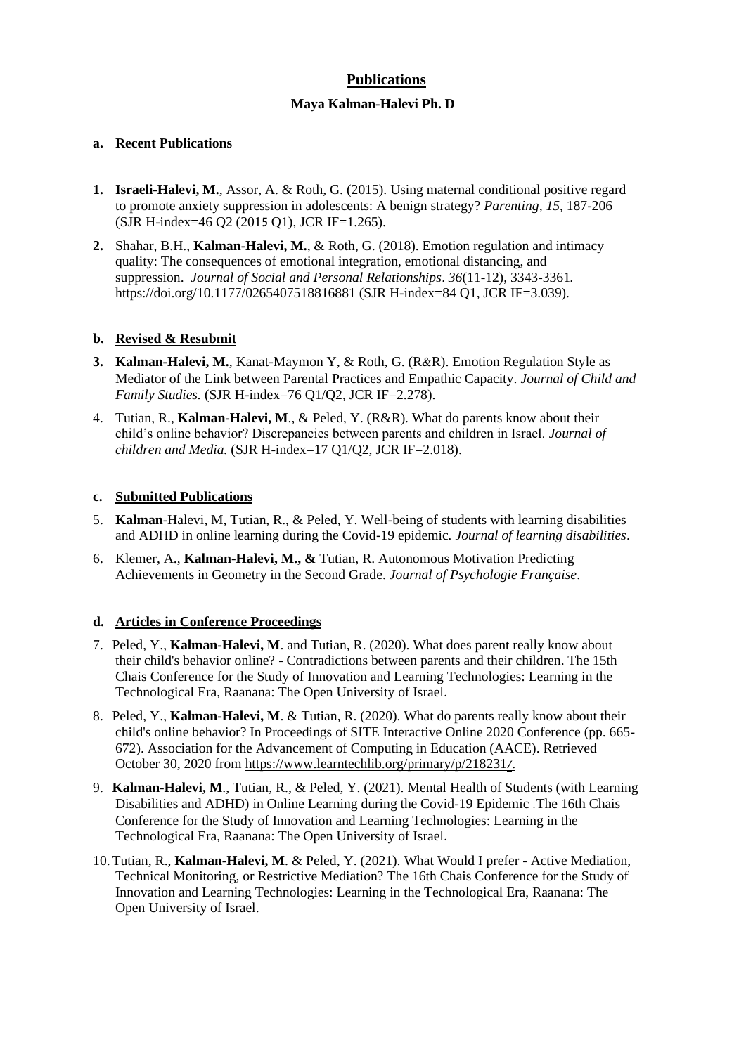# Publications

## Maya Kalman-Halevi Ph. D

### a. Recent Publications

1. **Israeli-Halevi, M.**, Assor, A. & Roth, G. (2015). Using maternal conditional positive regard to promote anxiety suppression in adolescents: A benign strategy? *Parenting, 15,* 187-206 (SJR H-index=46 Q2 (2015 Q1), JCR IF=1.265).

2. Shahar, B.H., **Kalman-Halevi, M.**, & Roth, G. (2018). Emotion regulation and intimacy quality: The consequences of emotional integration, emotional distancing, and suppression. *Journal of Social and Personal Relationships*. *36*(11-12), 3343-3361. https://doi.org/10.1177/0265407518816881 (SJR H-index=84 Q1, JCR IF=3.039).

### b. Revised & Resubmit

3. **Kalman-Halevi, M.**, Kanat-Maymon Y, & Roth, G. (R&R). Emotion Regulation Style as Mediator of the Link between Parental Practices and Empathic Capacity. *Journal of Child and Family Studies.* (SJR H-index=76 Q1/Q2, JCR IF=2.278).

4. Tutian, R., **Kalman-Halevi, M**., & Peled, Y. (R&R). What do parents know about their child's online behavior? Discrepancies between parents and children in Israel. *Journal of children and Media.* (SJR H-index=17 Q1/Q2, JCR IF=2.018).

### c. Submitted Publications

5. **Kalman**-Halevi, M, Tutian, R., & Peled, Y. Well-being of students with learning disabilities and ADHD in online learning during the Covid-19 epidemic. *Journal of learning disabilities*.

6. Klemer, A., **Kalman-Halevi, M., &** Tutian, R. Autonomous Motivation Predicting Achievements in Geometry in the Second Grade. *Journal of Psychologie Française*.

### d. Articles in Conference Proceedings

7. Peled, Y., **Kalman-Halevi, M**. and Tutian, R. (2020). What does parent really know about their child's behavior online? - Contradictions between parents and their children. The 15th Chais Conference for the Study of Innovation and Learning Technologies: Learning in the Technological Era, Raanana: The Open University of Israel.

8. Peled, Y., **Kalman-Halevi, M**. & Tutian, R. (2020). What do parents really know about their child's online behavior? In Proceedings of SITE Interactive Online 2020 Conference (pp. 665-672). Association for the Advancement of Computing in Education (AACE). Retrieved October 30, 2020 from https://www.learntechlib.org/primary/p/218231/.

9. **Kalman-Halevi, M**., Tutian, R., & Peled, Y. (2021). Mental Health of Students (with Learning Disabilities and ADHD) in Online Learning during the Covid-19 Epidemic .The 16th Chais Conference for the Study of Innovation and Learning Technologies: Learning in the Technological Era, Raanana: The Open University of Israel.

10. Tutian, R., **Kalman-Halevi, M**. & Peled, Y. (2021). What Would I prefer - Active Mediation, Technical Monitoring, or Restrictive Mediation? The 16th Chais Conference for the Study of Innovation and Learning Technologies: Learning in the Technological Era, Raanana: The Open University of Israel.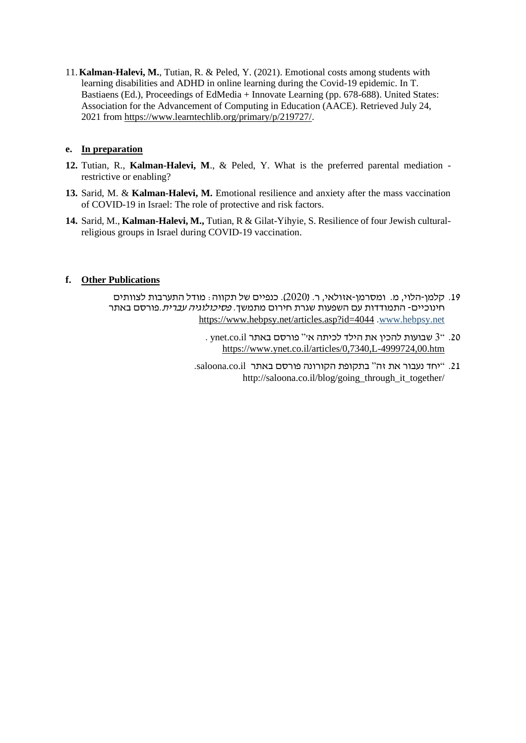11. **Kalman-Halevi, M.**, Tutian, R. & Peled, Y. (2021). Emotional costs among students with learning disabilities and ADHD in online learning during the Covid-19 epidemic. In T. Bastiaens (Ed.), Proceedings of EdMedia + Innovate Learning (pp. 678-688). United States: Association for the Advancement of Computing in Education (AACE). Retrieved July 24, 2021 from https://www.learntechlib.org/primary/p/219727/.

**e. In preparation**

**12.** Tutian, R., **Kalman-Halevi, M**., & Peled, Y. What is the preferred parental mediation - restrictive or enabling?

**13.** Sarid, M. & **Kalman-Halevi, M.** Emotional resilience and anxiety after the mass vaccination of COVID-19 in Israel: The role of protective and risk factors.

**14.** Sarid, M., **Kalman-Halevi, M.,** Tutian, R & Gilat-Yihyie, S. Resilience of four Jewish cultural-religious groups in Israel during COVID-19 vaccination.

**f. Other Publications**

19. קלמן-הלוי, מ. ומסרמן-אזולאי, ר. (2020). כנפיים של תקווה: מודל התערבות לצוותים חינוכיים- התמודדות עם השפעות שגרת חירום מתמשך. *פסיכולוגיה עברית*.פורסם באתר www.hebpsy.net. https://www.hebpsy.net/articles.asp?id=4044

20. "3 שבועות להכין את הילד לכיתה א'" פורסם באתר ynet.co.il . https://www.ynet.co.il/articles/0,7340,L-4999724,00.htm

21. "יחד נעבור את זה" בתקופת הקורונה פורסם באתר saloona.co.il. http://saloona.co.il/blog/going_through_it_together/